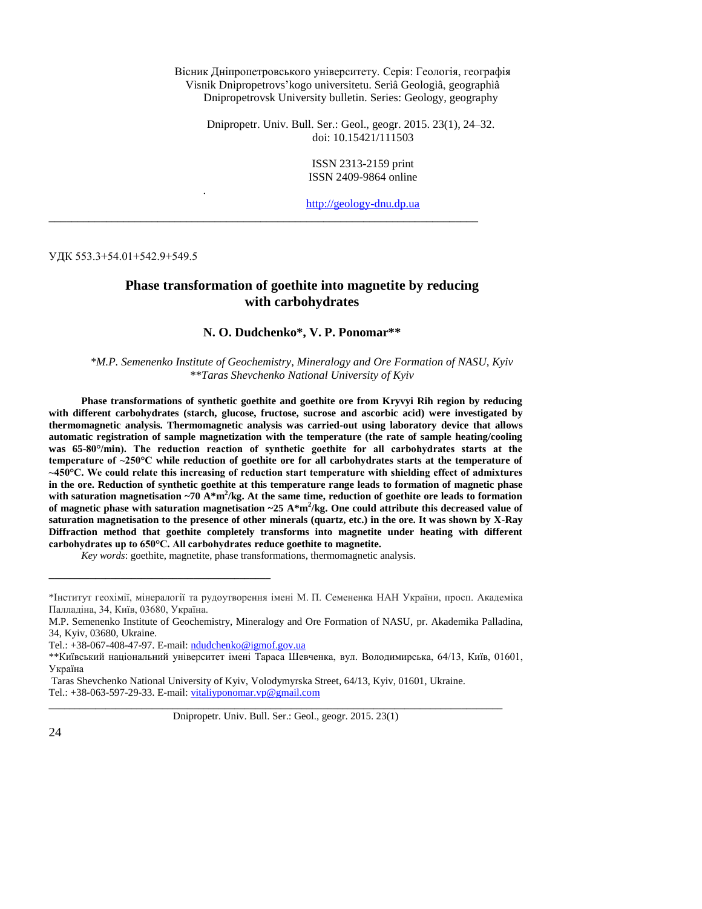Вісник Дніпропетровського університету. Серія: Геологія, географія
Vìsnik Dnìpropetrovs'kogo unìversitetu. Serìâ Geologìâ, geographìâ
Dnipropetrovsk University bulletin. Series: Geology, geography

Dnipropetr. Univ. Bull. Ser.: Geol., geogr. 2015. 23(1), 24–32.
doi: 10.15421/111503

ISSN 2313-2159 print
ISSN 2409-9864 online

http://geology-dnu.dp.ua

---

УДК 553.3+54.01+542.9+549.5

# Phase transformation of goethite into magnetite by reducing with carbohydrates

**N. O. Dudchenko\*, V. P. Ponomar\*\***

*\*M.P. Semenenko Institute of Geochemistry, Mineralogy and Ore Formation of NASU, Kyiv*
*\*\*Taras Shevchenko National University of Kyiv*

**Phase transformations of synthetic goethite and goethite ore from Kryvyi Rih region by reducing with different carbohydrates (starch, glucose, fructose, sucrose and ascorbic acid) were investigated by thermomagnetic analysis. Thermomagnetic analysis was carried-out using laboratory device that allows automatic registration of sample magnetization with the temperature (the rate of sample heating/cooling was 65-80°/min). The reduction reaction of synthetic goethite for all carbohydrates starts at the temperature of ~250°C while reduction of goethite ore for all carbohydrates starts at the temperature of ~450°C. We could relate this increasing of reduction start temperature with shielding effect of admixtures in the ore. Reduction of synthetic goethite at this temperature range leads to formation of magnetic phase with saturation magnetisation ~70 A\*m$^2$/kg. At the same time, reduction of goethite ore leads to formation of magnetic phase with saturation magnetisation ~25 A\*m$^2$/kg. One could attribute this decreased value of saturation magnetisation to the presence of other minerals (quartz, etc.) in the ore. It was shown by X-Ray Diffraction method that goethite completely transforms into magnetite under heating with different carbohydrates up to 650°C. All carbohydrates reduce goethite to magnetite.**

*Key words*: goethite, magnetite, phase transformations, thermomagnetic analysis.

---

\*Інститут геохімії, мінералогії та рудоутворення імені М. П. Семененка НАН України, просп. Академіка Палладіна, 34, Київ, 03680, Україна.
M.P. Semenenko Institute of Geochemistry, Mineralogy and Ore Formation of NASU, pr. Akademika Palladina, 34, Kyiv, 03680, Ukraine.
Tel.: +38-067-408-47-97. E-mail: ndudchenko@igmof.gov.ua
\*\*Київський національний університет імені Тараса Шевченка, вул. Володимирська, 64/13, Київ, 01601, Україна
Taras Shevchenko National University of Kyiv, Volodymyrska Street, 64/13, Kyiv, 01601, Ukraine.
Tel.: +38-063-597-29-33. E-mail: vitaliyponomar.vp@gmail.com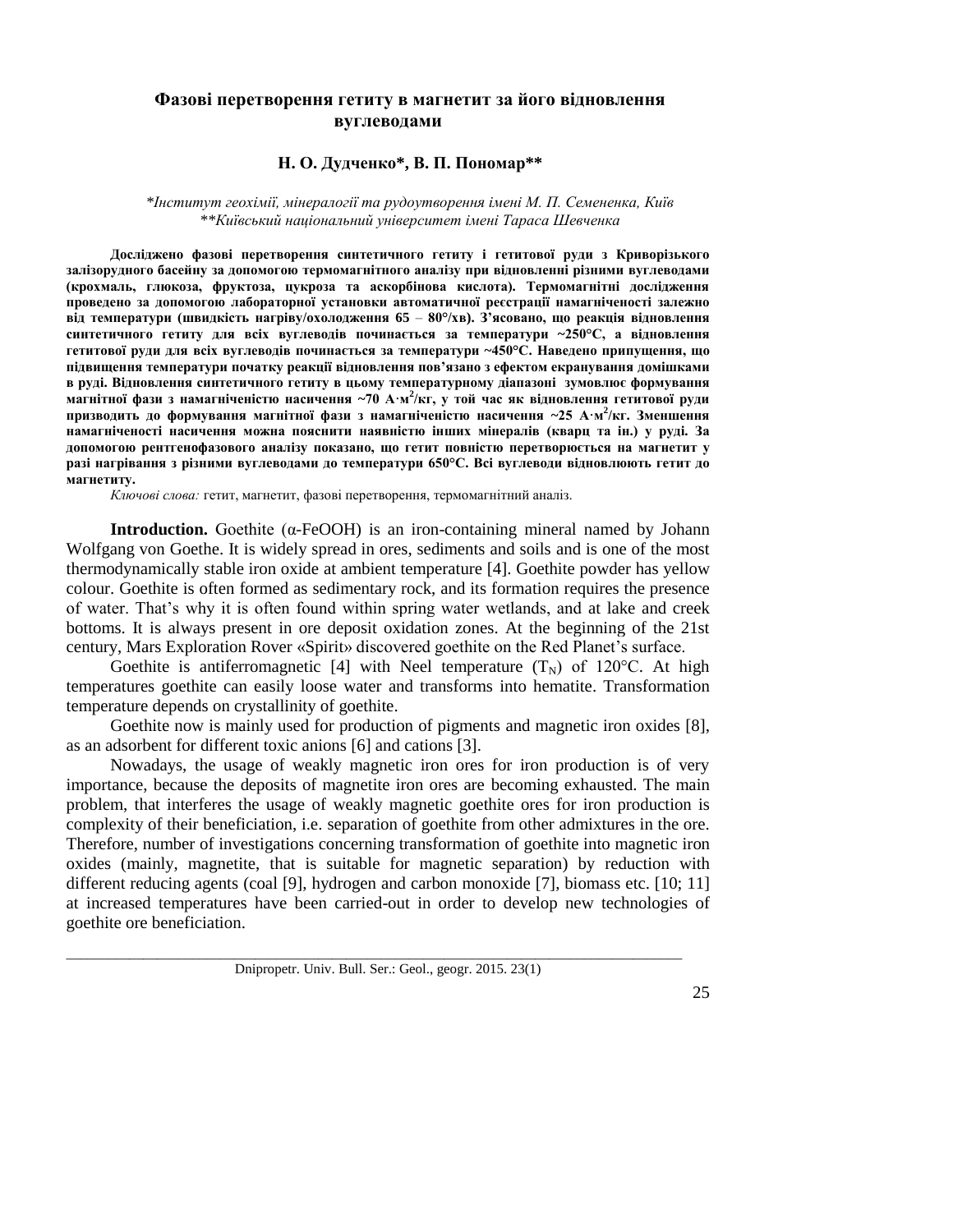# Фазові перетворення гетиту в магнетит за його відновлення вуглеводами

**Н. О. Дудченко\*, В. П. Пономар\*\***

*\*Інститут геохімії, мінералогії та рудоутворення імені М. П. Семененка, Київ*
*\*\*Київський національний університет імені Тараса Шевченка*

**Досліджено фазові перетворення синтетичного гетиту і гетитової руди з Криворізького залізорудного басейну за допомогою термомагнітного аналізу при відновленні різними вуглеводами (крохмаль, глюкоза, фруктоза, цукроза та аскорбінова кислота). Термомагнітні дослідження проведено за допомогою лабораторної установки автоматичної реєстрації намагніченості залежно від температури (швидкість нагріву/охолодження 65 – 80°/хв). З'ясовано, що реакція відновлення синтетичного гетиту для всіх вуглеводів починається за температури ~250°С, а відновлення гетитової руди для всіх вуглеводів починається за температури ~450°С. Наведено припущення, що підвищення температури початку реакції відновлення пов'язано з ефектом екранування домішками в руді. Відновлення синтетичного гетиту в цьому температурному діапазоні зумовлює формування магнітної фази з намагніченістю насичення ~70 А·м$^2$/кг, у той час як відновлення гетитової руди призводить до формування магнітної фази з намагніченістю насичення ~25 А·м$^2$/кг. Зменшення намагніченості насичення можна пояснити наявністю інших мінералів (кварц та ін.) у руді. За допомогою рентгенофазового аналізу показано, що гетит повністю перетворюється на магнетит у разі нагрівання з різними вуглеводами до температури 650°С. Всі вуглеводи відновлюють гетит до магнетиту.**

*Ключові слова:* гетит, магнетит, фазові перетворення, термомагнітний аналіз.

**Introduction.** Goethite (α-FeOOH) is an iron-containing mineral named by Johann Wolfgang von Goethe. It is widely spread in ores, sediments and soils and is one of the most thermodynamically stable iron oxide at ambient temperature [4]. Goethite powder has yellow colour. Goethite is often formed as sedimentary rock, and its formation requires the presence of water. That's why it is often found within spring water wetlands, and at lake and creek bottoms. It is always present in ore deposit oxidation zones. At the beginning of the 21st century, Mars Exploration Rover «Spirit» discovered goethite on the Red Planet's surface.

Goethite is antiferromagnetic [4] with Neel temperature ($T_N$) of 120°C. At high temperatures goethite can easily loose water and transforms into hematite. Transformation temperature depends on crystallinity of goethite.

Goethite now is mainly used for production of pigments and magnetic iron oxides [8], as an adsorbent for different toxic anions [6] and cations [3].

Nowadays, the usage of weakly magnetic iron ores for iron production is of very importance, because the deposits of magnetite iron ores are becoming exhausted. The main problem, that interferes the usage of weakly magnetic goethite ores for iron production is complexity of their beneficiation, i.e. separation of goethite from other admixtures in the ore. Therefore, number of investigations concerning transformation of goethite into magnetic iron oxides (mainly, magnetite, that is suitable for magnetic separation) by reduction with different reducing agents (coal [9], hydrogen and carbon monoxide [7], biomass etc. [10; 11] at increased temperatures have been carried-out in order to develop new technologies of goethite ore beneficiation.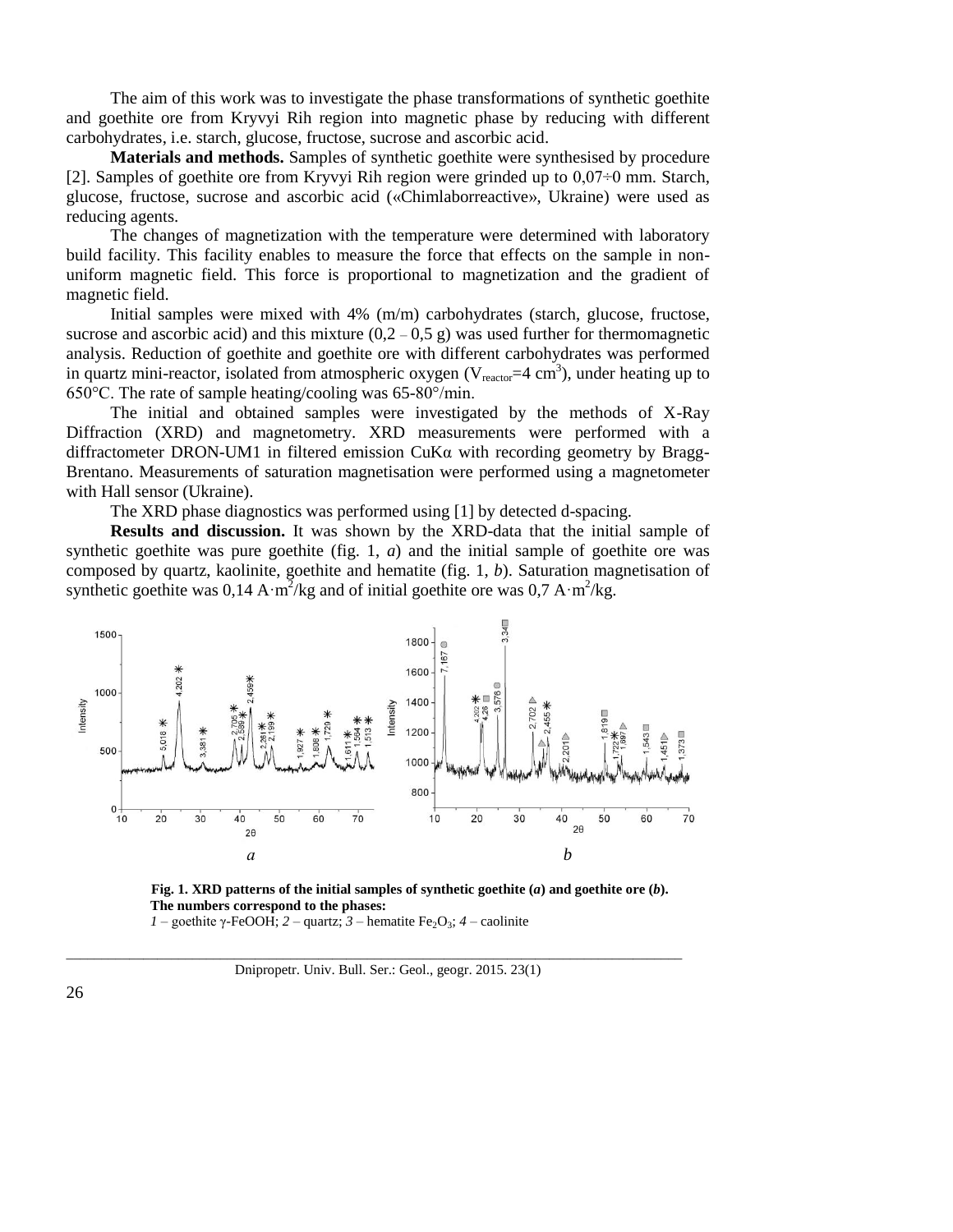The aim of this work was to investigate the phase transformations of synthetic goethite and goethite ore from Kryvyi Rih region into magnetic phase by reducing with different carbohydrates, i.e. starch, glucose, fructose, sucrose and ascorbic acid.

**Materials and methods.** Samples of synthetic goethite were synthesised by procedure [2]. Samples of goethite ore from Kryvyi Rih region were grinded up to 0,07÷0 mm. Starch, glucose, fructose, sucrose and ascorbic acid («Chimlaborreactive», Ukraine) were used as reducing agents.

The changes of magnetization with the temperature were determined with laboratory build facility. This facility enables to measure the force that effects on the sample in non-uniform magnetic field. This force is proportional to magnetization and the gradient of magnetic field.

Initial samples were mixed with 4% (m/m) carbohydrates (starch, glucose, fructose, sucrose and ascorbic acid) and this mixture (0,2 – 0,5 g) was used further for thermomagnetic analysis. Reduction of goethite and goethite ore with different carbohydrates was performed in quartz mini-reactor, isolated from atmospheric oxygen ($V_{reactor}$=4 $cm^3$), under heating up to 650°C. The rate of sample heating/cooling was 65-80°/min.

The initial and obtained samples were investigated by the methods of X-Ray Diffraction (XRD) and magnetometry. XRD measurements were performed with a diffractometer DRON-UM1 in filtered emission CuKα with recording geometry by Bragg-Brentano. Measurements of saturation magnetisation were performed using a magnetometer with Hall sensor (Ukraine).

The XRD phase diagnostics was performed using [1] by detected d-spacing.

**Results and discussion.** It was shown by the XRD-data that the initial sample of synthetic goethite was pure goethite (fig. 1, *a*) and the initial sample of goethite ore was composed by quartz, kaolinite, goethite and hematite (fig. 1, *b*). Saturation magnetisation of synthetic goethite was 0,14 $A \cdot m^2/kg$ and of initial goethite ore was 0,7 $A \cdot m^2/kg$.

**Fig. 1. XRD patterns of the initial samples of synthetic goethite (*a*) and goethite ore (*b*). The numbers correspond to the phases:**
*1* – goethite γ-FeOOH; *2* – quartz; *3* – hematite $Fe_2O_3$; *4* – caolinite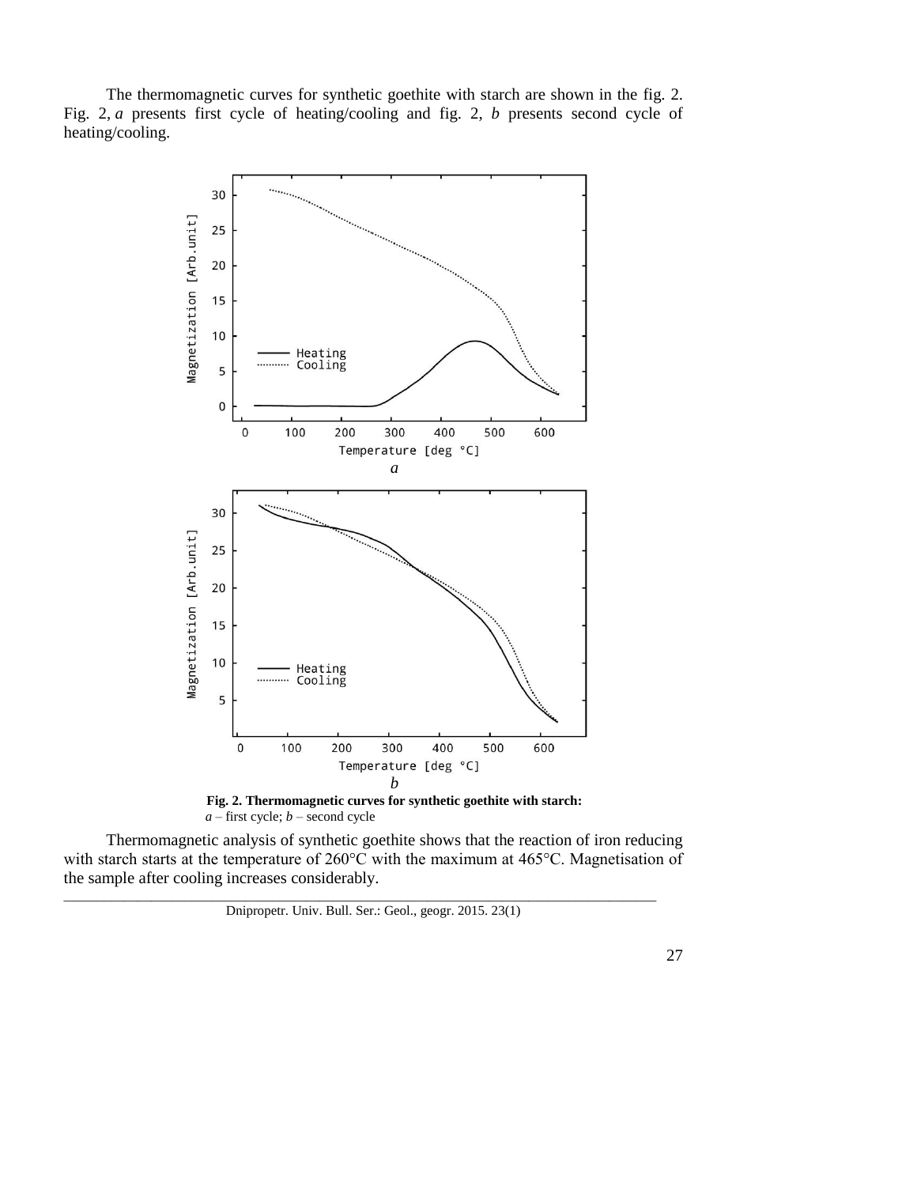The thermomagnetic curves for synthetic goethite with starch are shown in the fig. 2. Fig. 2, *a* presents first cycle of heating/cooling and fig. 2, *b* presents second cycle of heating/cooling.

**Fig. 2. Thermomagnetic curves for synthetic goethite with starch:**
*a* – first cycle; *b* – second cycle

Thermomagnetic analysis of synthetic goethite shows that the reaction of iron reducing with starch starts at the temperature of 260°C with the maximum at 465°C. Magnetisation of the sample after cooling increases considerably.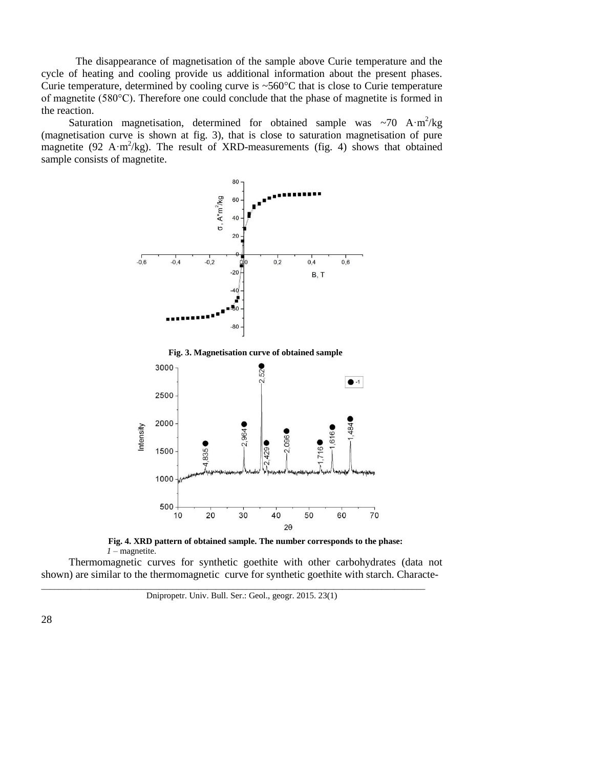The disappearance of magnetisation of the sample above Curie temperature and the cycle of heating and cooling provide us additional information about the present phases. Curie temperature, determined by cooling curve is ~560°C that is close to Curie temperature of magnetite (580°C). Therefore one could conclude that the phase of magnetite is formed in the reaction.

Saturation magnetisation, determined for obtained sample was ~70 $A \cdot m^2/kg$ (magnetisation curve is shown at fig. 3), that is close to saturation magnetisation of pure magnetite (92 $A \cdot m^2/kg$). The result of XRD-measurements (fig. 4) shows that obtained sample consists of magnetite.

**Fig. 3. Magnetisation curve of obtained sample**

**Fig. 4. XRD pattern of obtained sample. The number corresponds to the phase:** *1* – magnetite.

Thermomagnetic curves for synthetic goethite with other carbohydrates (data not shown) are similar to the thermomagnetic curve for synthetic goethite with starch. Characte-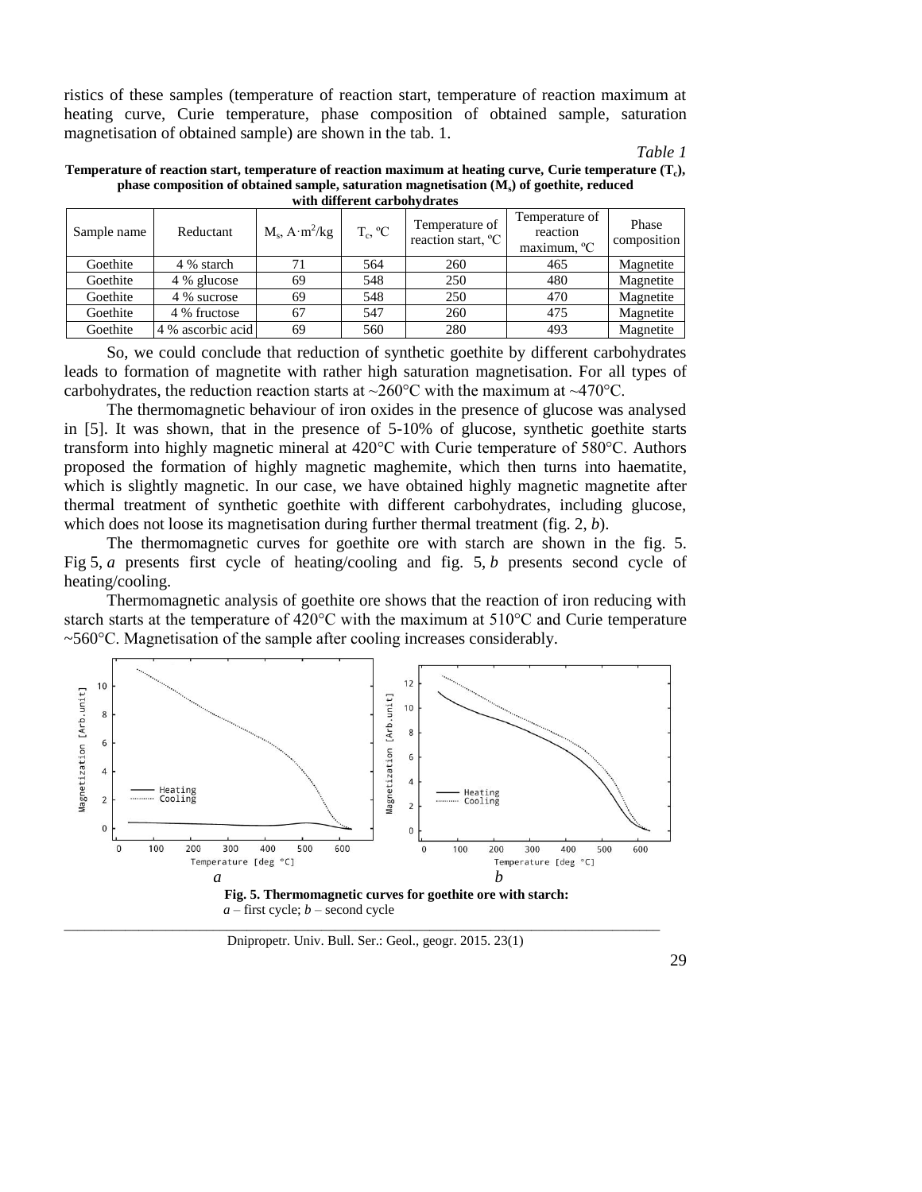ristics of these samples (temperature of reaction start, temperature of reaction maximum at heating curve, Curie temperature, phase composition of obtained sample, saturation magnetisation of obtained sample) are shown in the tab. 1.

*Table 1*

**Temperature of reaction start, temperature of reaction maximum at heating curve, Curie temperature ($T_c$), phase composition of obtained sample, saturation magnetisation ($M_s$) of goethite, reduced with different carbohydrates**

| Sample name | Reductant | $M_s$, $A \cdot m^2/kg$ | $T_c$, ºC | Temperature of reaction start, ºC | Temperature of reaction maximum, ºC | Phase composition |
|---|---|---|---|---|---|---|
| Goethite | 4 % starch | 71 | 564 | 260 | 465 | Magnetite |
| Goethite | 4 % glucose | 69 | 548 | 250 | 480 | Magnetite |
| Goethite | 4 % sucrose | 69 | 548 | 250 | 470 | Magnetite |
| Goethite | 4 % fructose | 67 | 547 | 260 | 475 | Magnetite |
| Goethite | 4 % ascorbic acid | 69 | 560 | 280 | 493 | Magnetite |

So, we could conclude that reduction of synthetic goethite by different carbohydrates leads to formation of magnetite with rather high saturation magnetisation. For all types of carbohydrates, the reduction reaction starts at ~260°C with the maximum at ~470°C.

The thermomagnetic behaviour of iron oxides in the presence of glucose was analysed in [5]. It was shown, that in the presence of 5-10% of glucose, synthetic goethite starts transform into highly magnetic mineral at 420°C with Curie temperature of 580°C. Authors proposed the formation of highly magnetic maghemite, which then turns into haematite, which is slightly magnetic. In our case, we have obtained highly magnetic magnetite after thermal treatment of synthetic goethite with different carbohydrates, including glucose, which does not loose its magnetisation during further thermal treatment (fig. 2, *b*).

The thermomagnetic curves for goethite ore with starch are shown in the fig. 5. Fig 5, *a* presents first cycle of heating/cooling and fig. 5, *b* presents second cycle of heating/cooling.

Thermomagnetic analysis of goethite ore shows that the reaction of iron reducing with starch starts at the temperature of 420°C with the maximum at 510°C and Curie temperature ~560°C. Magnetisation of the sample after cooling increases considerably.

**Fig. 5. Thermomagnetic curves for goethite ore with starch:** *a* – first cycle; *b* – second cycle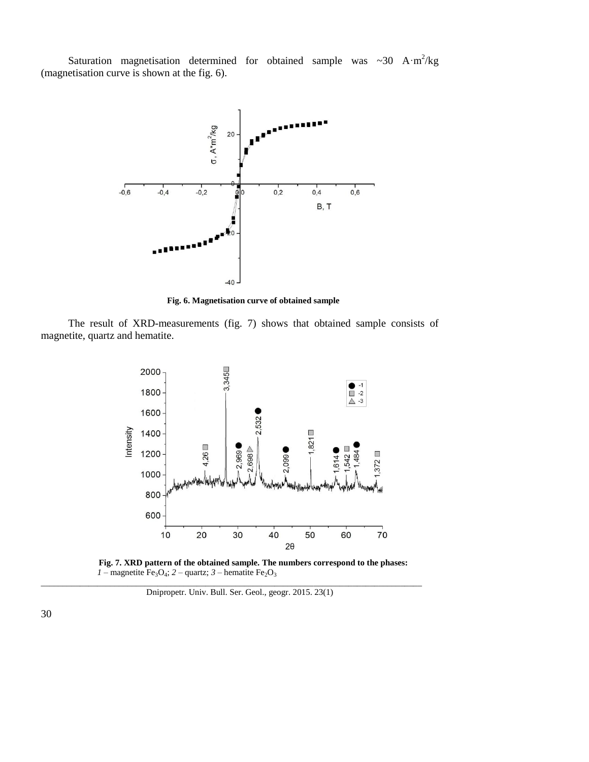Saturation magnetisation determined for obtained sample was ~30 $A \cdot m^2/kg$ (magnetisation curve is shown at the fig. 6).

**Fig. 6. Magnetisation curve of obtained sample**

The result of XRD-measurements (fig. 7) shows that obtained sample consists of magnetite, quartz and hematite.

**Fig. 7. XRD pattern of the obtained sample. The numbers correspond to the phases:** *1* – magnetite $Fe_3O_4$; *2* – quartz; *3* – hematite $Fe_2O_3$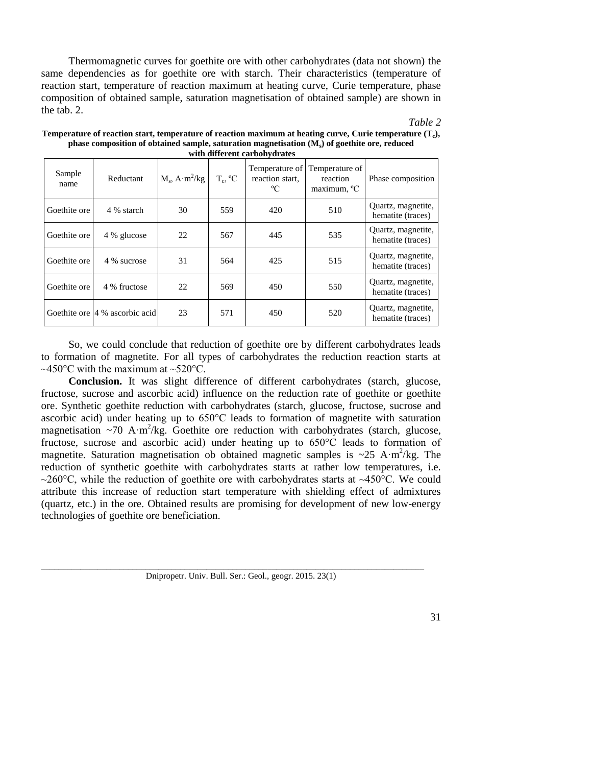Thermomagnetic curves for goethite ore with other carbohydrates (data not shown) the same dependencies as for goethite ore with starch. Their characteristics (temperature of reaction start, temperature of reaction maximum at heating curve, Curie temperature, phase composition of obtained sample, saturation magnetisation of obtained sample) are shown in the tab. 2.

*Table 2*

**Temperature of reaction start, temperature of reaction maximum at heating curve, Curie temperature ($T_c$), phase composition of obtained sample, saturation magnetisation ($M_s$) of goethite ore, reduced with different carbohydrates**

| Sample name | Reductant | $M_s$, $A \cdot m^2/kg$ | $T_c$, ºC | Temperature of reaction start, ºC | Temperature of reaction maximum, ºC | Phase composition |
|---|---|---|---|---|---|---|
| Goethite ore | 4 % starch | 30 | 559 | 420 | 510 | Quartz, magnetite, hematite (traces) |
| Goethite ore | 4 % glucose | 22 | 567 | 445 | 535 | Quartz, magnetite, hematite (traces) |
| Goethite ore | 4 % sucrose | 31 | 564 | 425 | 515 | Quartz, magnetite, hematite (traces) |
| Goethite ore | 4 % fructose | 22 | 569 | 450 | 550 | Quartz, magnetite, hematite (traces) |
| Goethite ore | 4 % ascorbic acid | 23 | 571 | 450 | 520 | Quartz, magnetite, hematite (traces) |

So, we could conclude that reduction of goethite ore by different carbohydrates leads to formation of magnetite. For all types of carbohydrates the reduction reaction starts at ~450°C with the maximum at ~520°C.

**Conclusion.** It was slight difference of different carbohydrates (starch, glucose, fructose, sucrose and ascorbic acid) influence on the reduction rate of goethite or goethite ore. Synthetic goethite reduction with carbohydrates (starch, glucose, fructose, sucrose and ascorbic acid) under heating up to 650°C leads to formation of magnetite with saturation magnetisation ~70 $A \cdot m^2/kg$. Goethite ore reduction with carbohydrates (starch, glucose, fructose, sucrose and ascorbic acid) under heating up to 650°C leads to formation of magnetite. Saturation magnetisation ob obtained magnetic samples is ~25 $A \cdot m^2/kg$. The reduction of synthetic goethite with carbohydrates starts at rather low temperatures, i.e. ~260°C, while the reduction of goethite ore with carbohydrates starts at ~450°C. We could attribute this increase of reduction start temperature with shielding effect of admixtures (quartz, etc.) in the ore. Obtained results are promising for development of new low-energy technologies of goethite ore beneficiation.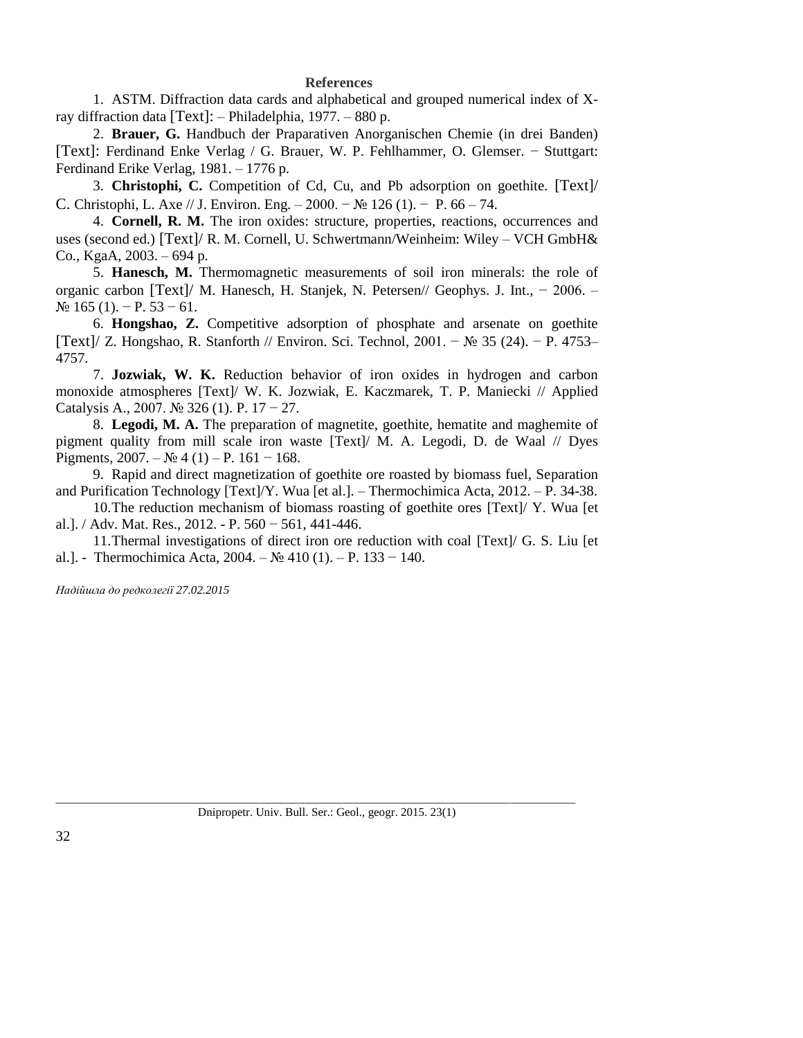**References**

1. ASTM. Diffraction data cards and alphabetical and grouped numerical index of X-ray diffraction data [Text]: – Philadelphia, 1977. – 880 p.

2. **Brauer, G.** Handbuch der Praparativen Anorganischen Chemie (in drei Banden) [Text]: Ferdinand Enke Verlag / G. Brauer, W. P. Fehlhammer, O. Glemser. − Stuttgart: Ferdinand Erike Verlag, 1981. – 1776 p.

3. **Christophi, C.** Competition of Cd, Cu, and Pb adsorption on goethite. [Text]/ C. Christophi, L. Axe // J. Environ. Eng. – 2000. − № 126 (1). − P. 66 – 74.

4. **Cornell, R. M.** The iron oxides: structure, properties, reactions, occurrences and uses (second ed.) [Text]/ R. M. Cornell, U. Schwertmann/Weinheim: Wiley – VCH GmbH& Co., KgaA, 2003. – 694 p.

5. **Hanesch, M.** Thermomagnetic measurements of soil iron minerals: the role of organic carbon [Text]/ M. Hanesch, H. Stanjek, N. Petersen// Geophys. J. Int., − 2006. – № 165 (1). − P. 53 − 61.

6. **Hongshao, Z.** Competitive adsorption of phosphate and arsenate on goethite [Text]/ Z. Hongshao, R. Stanforth // Environ. Sci. Technol, 2001. − № 35 (24). − P. 4753–4757.

7. **Jozwiak, W. K.** Reduction behavior of iron oxides in hydrogen and carbon monoxide atmospheres [Text]/ W. K. Jozwiak, E. Kaczmarek, T. P. Maniecki // Applied Catalysis A., 2007. № 326 (1). P. 17 − 27.

8. **Legodi, M. A.** The preparation of magnetite, goethite, hematite and maghemite of pigment quality from mill scale iron waste [Text]/ M. A. Legodi, D. de Waal // Dyes Pigments, 2007. – № 4 (1) – P. 161 − 168.

9. Rapid and direct magnetization of goethite ore roasted by biomass fuel, Separation and Purification Technology [Text]/Y. Wua [et al.]. – Thermochimica Acta, 2012. – P. 34-38.

10. The reduction mechanism of biomass roasting of goethite ores [Text]/ Y. Wua [et al.]. / Adv. Mat. Res., 2012. - P. 560 − 561, 441-446.

11. Thermal investigations of direct iron ore reduction with coal [Text]/ G. S. Liu [et al.]. - Thermochimica Acta, 2004. – № 410 (1). – P. 133 − 140.

*Надійшла до редколегії 27.02.2015*